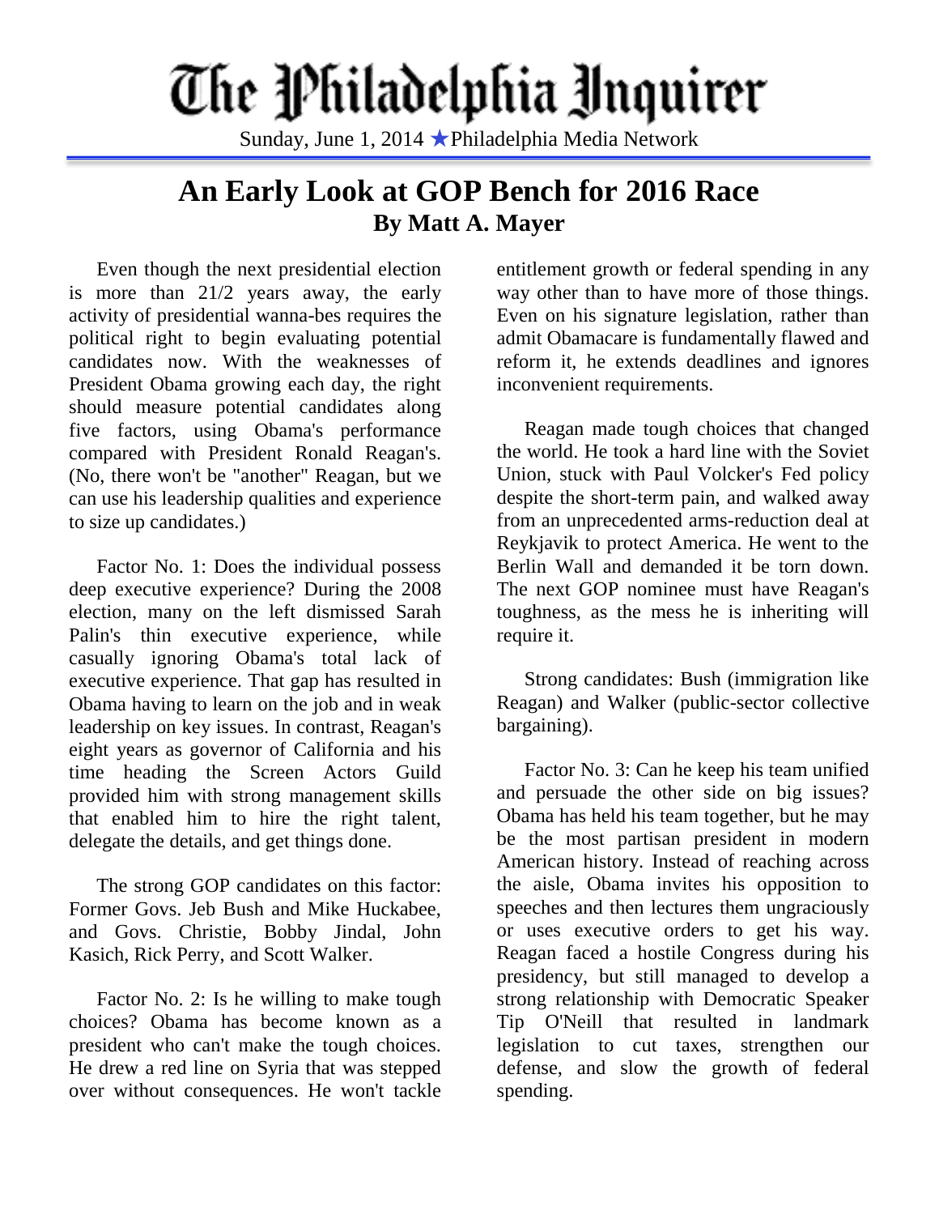# The Philadelphia Inquirer

Sunday, June 1, 2014 ★Philadelphia Media Network

## An Early Look at GOP Bench for 2016 Race

**By Matt A. Mayer**

Even though the next presidential election is more than 21/2 years away, the early activity of presidential wanna-bes requires the political right to begin evaluating potential candidates now. With the weaknesses of President Obama growing each day, the right should measure potential candidates along five factors, using Obama's performance compared with President Ronald Reagan's. (No, there won't be "another" Reagan, but we can use his leadership qualities and experience to size up candidates.)

Factor No. 1: Does the individual possess deep executive experience? During the 2008 election, many on the left dismissed Sarah Palin's thin executive experience, while casually ignoring Obama's total lack of executive experience. That gap has resulted in Obama having to learn on the job and in weak leadership on key issues. In contrast, Reagan's eight years as governor of California and his time heading the Screen Actors Guild provided him with strong management skills that enabled him to hire the right talent, delegate the details, and get things done.

The strong GOP candidates on this factor: Former Govs. Jeb Bush and Mike Huckabee, and Govs. Christie, Bobby Jindal, John Kasich, Rick Perry, and Scott Walker.

Factor No. 2: Is he willing to make tough choices? Obama has become known as a president who can't make the tough choices. He drew a red line on Syria that was stepped over without consequences. He won't tackle entitlement growth or federal spending in any way other than to have more of those things. Even on his signature legislation, rather than admit Obamacare is fundamentally flawed and reform it, he extends deadlines and ignores inconvenient requirements.

Reagan made tough choices that changed the world. He took a hard line with the Soviet Union, stuck with Paul Volcker's Fed policy despite the short-term pain, and walked away from an unprecedented arms-reduction deal at Reykjavik to protect America. He went to the Berlin Wall and demanded it be torn down. The next GOP nominee must have Reagan's toughness, as the mess he is inheriting will require it.

Strong candidates: Bush (immigration like Reagan) and Walker (public-sector collective bargaining).

Factor No. 3: Can he keep his team unified and persuade the other side on big issues? Obama has held his team together, but he may be the most partisan president in modern American history. Instead of reaching across the aisle, Obama invites his opposition to speeches and then lectures them ungraciously or uses executive orders to get his way. Reagan faced a hostile Congress during his presidency, but still managed to develop a strong relationship with Democratic Speaker Tip O'Neill that resulted in landmark legislation to cut taxes, strengthen our defense, and slow the growth of federal spending.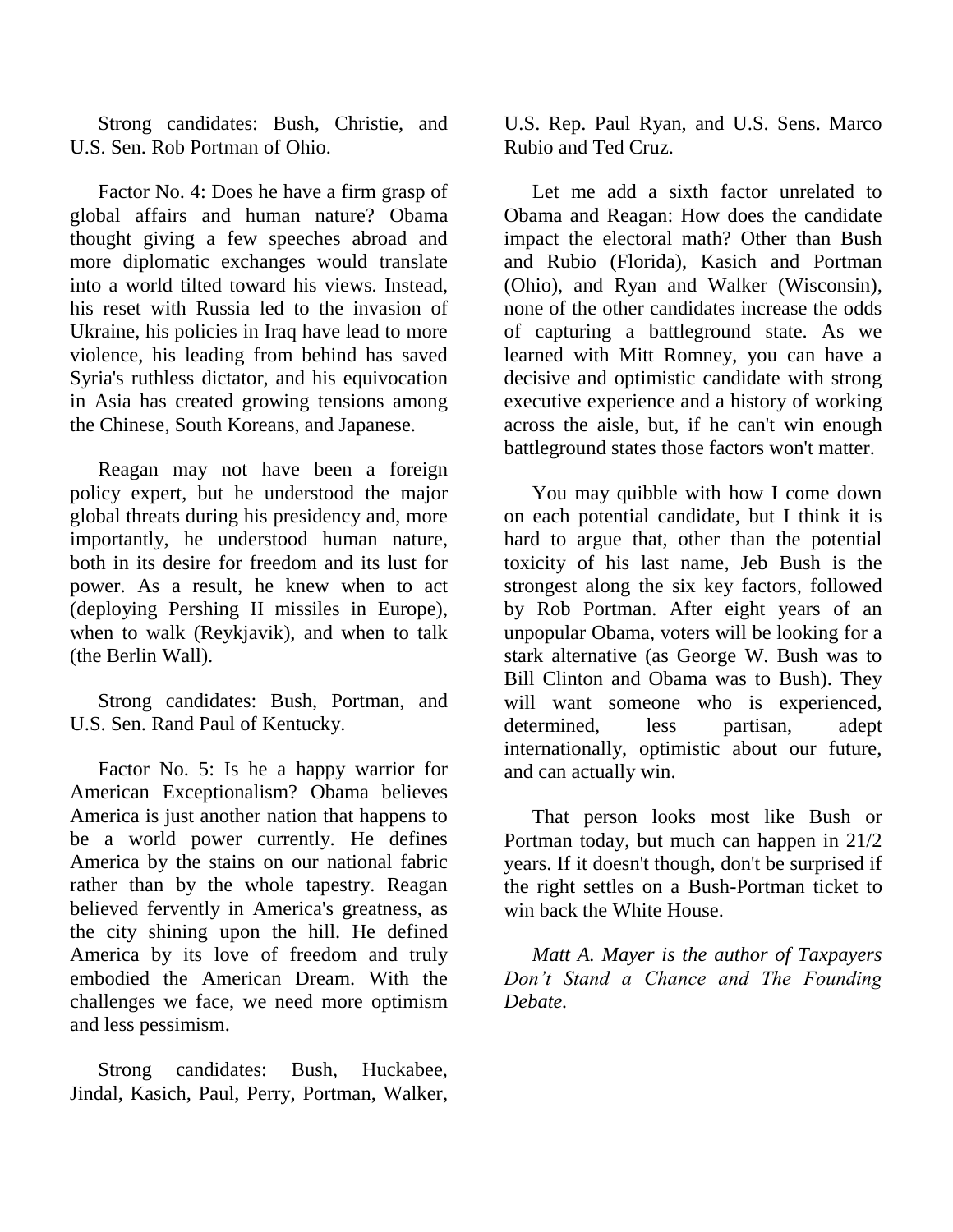Strong candidates: Bush, Christie, and U.S. Sen. Rob Portman of Ohio.

Factor No. 4: Does he have a firm grasp of global affairs and human nature? Obama thought giving a few speeches abroad and more diplomatic exchanges would translate into a world tilted toward his views. Instead, his reset with Russia led to the invasion of Ukraine, his policies in Iraq have lead to more violence, his leading from behind has saved Syria's ruthless dictator, and his equivocation in Asia has created growing tensions among the Chinese, South Koreans, and Japanese.

Reagan may not have been a foreign policy expert, but he understood the major global threats during his presidency and, more importantly, he understood human nature, both in its desire for freedom and its lust for power. As a result, he knew when to act (deploying Pershing II missiles in Europe), when to walk (Reykjavik), and when to talk (the Berlin Wall).

Strong candidates: Bush, Portman, and U.S. Sen. Rand Paul of Kentucky.

Factor No. 5: Is he a happy warrior for American Exceptionalism? Obama believes America is just another nation that happens to be a world power currently. He defines America by the stains on our national fabric rather than by the whole tapestry. Reagan believed fervently in America's greatness, as the city shining upon the hill. He defined America by its love of freedom and truly embodied the American Dream. With the challenges we face, we need more optimism and less pessimism.

Strong candidates: Bush, Huckabee, Jindal, Kasich, Paul, Perry, Portman, Walker, U.S. Rep. Paul Ryan, and U.S. Sens. Marco Rubio and Ted Cruz.

Let me add a sixth factor unrelated to Obama and Reagan: How does the candidate impact the electoral math? Other than Bush and Rubio (Florida), Kasich and Portman (Ohio), and Ryan and Walker (Wisconsin), none of the other candidates increase the odds of capturing a battleground state. As we learned with Mitt Romney, you can have a decisive and optimistic candidate with strong executive experience and a history of working across the aisle, but, if he can't win enough battleground states those factors won't matter.

You may quibble with how I come down on each potential candidate, but I think it is hard to argue that, other than the potential toxicity of his last name, Jeb Bush is the strongest along the six key factors, followed by Rob Portman. After eight years of an unpopular Obama, voters will be looking for a stark alternative (as George W. Bush was to Bill Clinton and Obama was to Bush). They will want someone who is experienced, determined, less partisan, adept internationally, optimistic about our future, and can actually win.

That person looks most like Bush or Portman today, but much can happen in 21/2 years. If it doesn't though, don't be surprised if the right settles on a Bush-Portman ticket to win back the White House.

*Matt A. Mayer is the author of Taxpayers Don't Stand a Chance and The Founding Debate.*